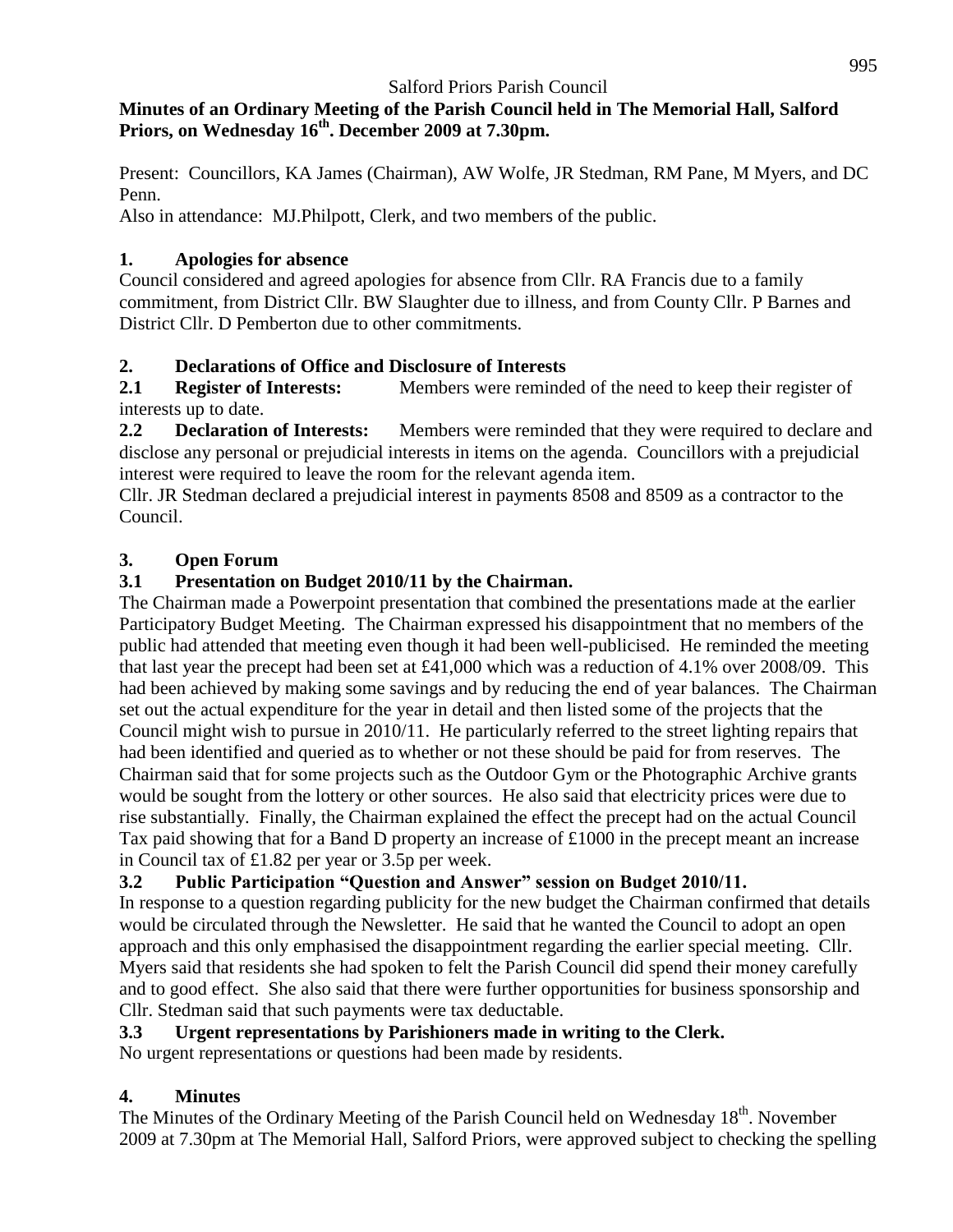Salford Priors Parish Council

**Minutes of an Ordinary Meeting of the Parish Council held in The Memorial Hall, Salford Priors, on Wednesday 16th. December 2009 at 7.30pm.**

Present: Councillors, KA James (Chairman), AW Wolfe, JR Stedman, RM Pane, M Myers, and DC Penn.

Also in attendance: MJ.Philpott, Clerk, and two members of the public.

## 1. Apologies for absence

Council considered and agreed apologies for absence from Cllr. RA Francis due to a family commitment, from District Cllr. BW Slaughter due to illness, and from County Cllr. P Barnes and District Cllr. D Pemberton due to other commitments.

## 2. Declarations of Office and Disclosure of Interests

**2.1 Register of Interests:** Members were reminded of the need to keep their register of interests up to date.

**2.2 Declaration of Interests:** Members were reminded that they were required to declare and disclose any personal or prejudicial interests in items on the agenda. Councillors with a prejudicial interest were required to leave the room for the relevant agenda item.

Cllr. JR Stedman declared a prejudicial interest in payments 8508 and 8509 as a contractor to the Council.

## 3. Open Forum

### 3.1 Presentation on Budget 2010/11 by the Chairman.

The Chairman made a Powerpoint presentation that combined the presentations made at the earlier Participatory Budget Meeting. The Chairman expressed his disappointment that no members of the public had attended that meeting even though it had been well-publicised. He reminded the meeting that last year the precept had been set at £41,000 which was a reduction of 4.1% over 2008/09. This had been achieved by making some savings and by reducing the end of year balances. The Chairman set out the actual expenditure for the year in detail and then listed some of the projects that the Council might wish to pursue in 2010/11. He particularly referred to the street lighting repairs that had been identified and queried as to whether or not these should be paid for from reserves. The Chairman said that for some projects such as the Outdoor Gym or the Photographic Archive grants would be sought from the lottery or other sources. He also said that electricity prices were due to rise substantially. Finally, the Chairman explained the effect the precept had on the actual Council Tax paid showing that for a Band D property an increase of £1000 in the precept meant an increase in Council tax of £1.82 per year or 3.5p per week.

### 3.2 Public Participation "Question and Answer" session on Budget 2010/11.

In response to a question regarding publicity for the new budget the Chairman confirmed that details would be circulated through the Newsletter. He said that he wanted the Council to adopt an open approach and this only emphasised the disappointment regarding the earlier special meeting. Cllr. Myers said that residents she had spoken to felt the Parish Council did spend their money carefully and to good effect. She also said that there were further opportunities for business sponsorship and Cllr. Stedman said that such payments were tax deductable.

### 3.3 Urgent representations by Parishioners made in writing to the Clerk.

No urgent representations or questions had been made by residents.

## 4. Minutes

The Minutes of the Ordinary Meeting of the Parish Council held on Wednesday 18th. November 2009 at 7.30pm at The Memorial Hall, Salford Priors, were approved subject to checking the spelling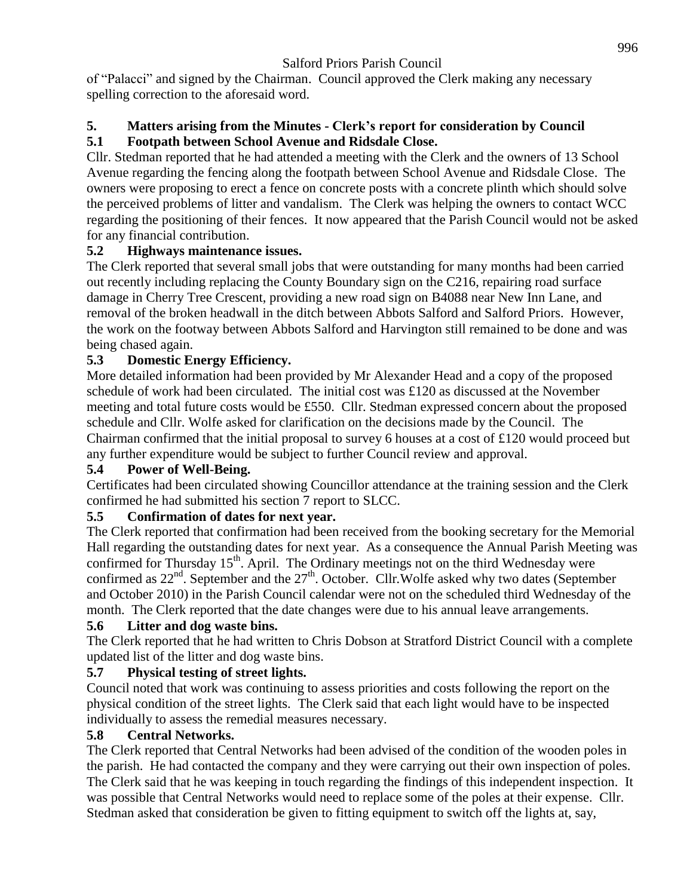of "Palacci" and signed by the Chairman. Council approved the Clerk making any necessary spelling correction to the aforesaid word.

## 5. Matters arising from the Minutes - Clerk's report for consideration by Council

### 5.1 Footpath between School Avenue and Ridsdale Close.

Cllr. Stedman reported that he had attended a meeting with the Clerk and the owners of 13 School Avenue regarding the fencing along the footpath between School Avenue and Ridsdale Close. The owners were proposing to erect a fence on concrete posts with a concrete plinth which should solve the perceived problems of litter and vandalism. The Clerk was helping the owners to contact WCC regarding the positioning of their fences. It now appeared that the Parish Council would not be asked for any financial contribution.

### 5.2 Highways maintenance issues.

The Clerk reported that several small jobs that were outstanding for many months had been carried out recently including replacing the County Boundary sign on the C216, repairing road surface damage in Cherry Tree Crescent, providing a new road sign on B4088 near New Inn Lane, and removal of the broken headwall in the ditch between Abbots Salford and Salford Priors. However, the work on the footway between Abbots Salford and Harvington still remained to be done and was being chased again.

### 5.3 Domestic Energy Efficiency.

More detailed information had been provided by Mr Alexander Head and a copy of the proposed schedule of work had been circulated. The initial cost was £120 as discussed at the November meeting and total future costs would be £550. Cllr. Stedman expressed concern about the proposed schedule and Cllr. Wolfe asked for clarification on the decisions made by the Council. The Chairman confirmed that the initial proposal to survey 6 houses at a cost of £120 would proceed but any further expenditure would be subject to further Council review and approval.

### 5.4 Power of Well-Being.

Certificates had been circulated showing Councillor attendance at the training session and the Clerk confirmed he had submitted his section 7 report to SLCC.

### 5.5 Confirmation of dates for next year.

The Clerk reported that confirmation had been received from the booking secretary for the Memorial Hall regarding the outstanding dates for next year. As a consequence the Annual Parish Meeting was confirmed for Thursday 15th. April. The Ordinary meetings not on the third Wednesday were confirmed as 22nd. September and the 27th. October. Cllr.Wolfe asked why two dates (September and October 2010) in the Parish Council calendar were not on the scheduled third Wednesday of the month. The Clerk reported that the date changes were due to his annual leave arrangements.

### 5.6 Litter and dog waste bins.

The Clerk reported that he had written to Chris Dobson at Stratford District Council with a complete updated list of the litter and dog waste bins.

### 5.7 Physical testing of street lights.

Council noted that work was continuing to assess priorities and costs following the report on the physical condition of the street lights. The Clerk said that each light would have to be inspected individually to assess the remedial measures necessary.

### 5.8 Central Networks.

The Clerk reported that Central Networks had been advised of the condition of the wooden poles in the parish. He had contacted the company and they were carrying out their own inspection of poles. The Clerk said that he was keeping in touch regarding the findings of this independent inspection. It was possible that Central Networks would need to replace some of the poles at their expense. Cllr. Stedman asked that consideration be given to fitting equipment to switch off the lights at, say,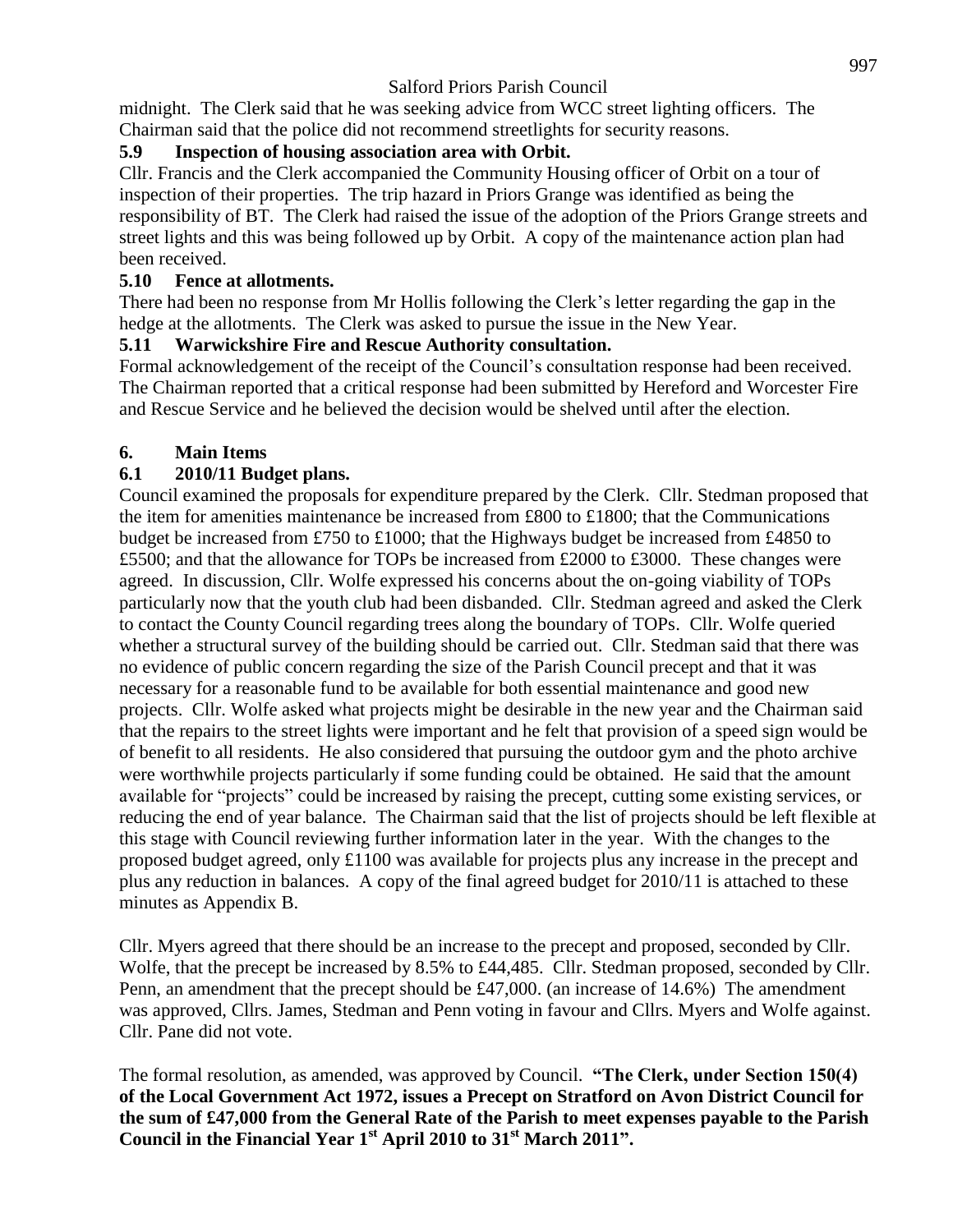midnight. The Clerk said that he was seeking advice from WCC street lighting officers. The Chairman said that the police did not recommend streetlights for security reasons.

### 5.9 Inspection of housing association area with Orbit.

Cllr. Francis and the Clerk accompanied the Community Housing officer of Orbit on a tour of inspection of their properties. The trip hazard in Priors Grange was identified as being the responsibility of BT. The Clerk had raised the issue of the adoption of the Priors Grange streets and street lights and this was being followed up by Orbit. A copy of the maintenance action plan had been received.

### 5.10 Fence at allotments.

There had been no response from Mr Hollis following the Clerk's letter regarding the gap in the hedge at the allotments. The Clerk was asked to pursue the issue in the New Year.

### 5.11 Warwickshire Fire and Rescue Authority consultation.

Formal acknowledgement of the receipt of the Council's consultation response had been received. The Chairman reported that a critical response had been submitted by Hereford and Worcester Fire and Rescue Service and he believed the decision would be shelved until after the election.

## 6. Main Items

### 6.1 2010/11 Budget plans.

Council examined the proposals for expenditure prepared by the Clerk. Cllr. Stedman proposed that the item for amenities maintenance be increased from £800 to £1800; that the Communications budget be increased from £750 to £1000; that the Highways budget be increased from £4850 to £5500; and that the allowance for TOPs be increased from £2000 to £3000. These changes were agreed. In discussion, Cllr. Wolfe expressed his concerns about the on-going viability of TOPs particularly now that the youth club had been disbanded. Cllr. Stedman agreed and asked the Clerk to contact the County Council regarding trees along the boundary of TOPs. Cllr. Wolfe queried whether a structural survey of the building should be carried out. Cllr. Stedman said that there was no evidence of public concern regarding the size of the Parish Council precept and that it was necessary for a reasonable fund to be available for both essential maintenance and good new projects. Cllr. Wolfe asked what projects might be desirable in the new year and the Chairman said that the repairs to the street lights were important and he felt that provision of a speed sign would be of benefit to all residents. He also considered that pursuing the outdoor gym and the photo archive were worthwhile projects particularly if some funding could be obtained. He said that the amount available for "projects" could be increased by raising the precept, cutting some existing services, or reducing the end of year balance. The Chairman said that the list of projects should be left flexible at this stage with Council reviewing further information later in the year. With the changes to the proposed budget agreed, only £1100 was available for projects plus any increase in the precept and plus any reduction in balances. A copy of the final agreed budget for 2010/11 is attached to these minutes as Appendix B.

Cllr. Myers agreed that there should be an increase to the precept and proposed, seconded by Cllr. Wolfe, that the precept be increased by 8.5% to £44,485. Cllr. Stedman proposed, seconded by Cllr. Penn, an amendment that the precept should be £47,000. (an increase of 14.6%) The amendment was approved, Cllrs. James, Stedman and Penn voting in favour and Cllrs. Myers and Wolfe against. Cllr. Pane did not vote.

The formal resolution, as amended, was approved by Council. **"The Clerk, under Section 150(4) of the Local Government Act 1972, issues a Precept on Stratford on Avon District Council for the sum of £47,000 from the General Rate of the Parish to meet expenses payable to the Parish Council in the Financial Year 1st April 2010 to 31st March 2011".**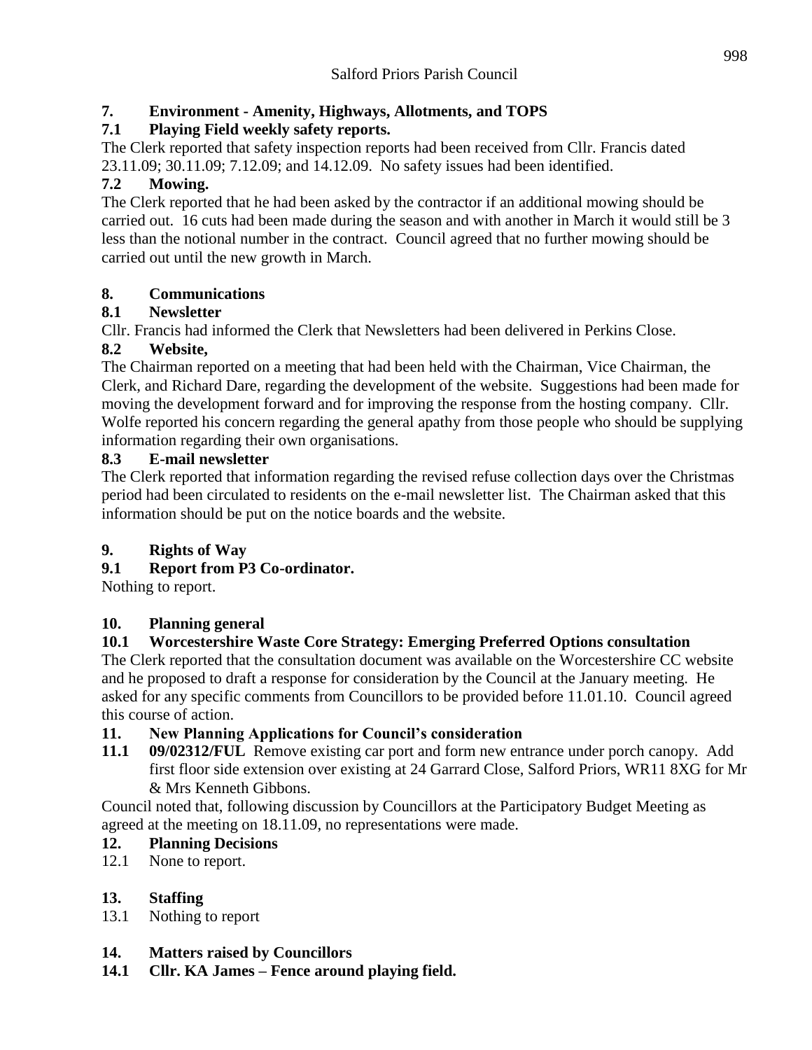## 7. Environment - Amenity, Highways, Allotments, and TOPS

### 7.1 Playing Field weekly safety reports.

The Clerk reported that safety inspection reports had been received from Cllr. Francis dated 23.11.09; 30.11.09; 7.12.09; and 14.12.09. No safety issues had been identified.

### 7.2 Mowing.

The Clerk reported that he had been asked by the contractor if an additional mowing should be carried out. 16 cuts had been made during the season and with another in March it would still be 3 less than the notional number in the contract. Council agreed that no further mowing should be carried out until the new growth in March.

## 8. Communications

### 8.1 Newsletter

Cllr. Francis had informed the Clerk that Newsletters had been delivered in Perkins Close.

### 8.2 Website,

The Chairman reported on a meeting that had been held with the Chairman, Vice Chairman, the Clerk, and Richard Dare, regarding the development of the website. Suggestions had been made for moving the development forward and for improving the response from the hosting company. Cllr. Wolfe reported his concern regarding the general apathy from those people who should be supplying information regarding their own organisations.

### 8.3 E-mail newsletter

The Clerk reported that information regarding the revised refuse collection days over the Christmas period had been circulated to residents on the e-mail newsletter list. The Chairman asked that this information should be put on the notice boards and the website.

## 9. Rights of Way

### 9.1 Report from P3 Co-ordinator.

Nothing to report.

## 10. Planning general

### 10.1 Worcestershire Waste Core Strategy: Emerging Preferred Options consultation

The Clerk reported that the consultation document was available on the Worcestershire CC website and he proposed to draft a response for consideration by the Council at the January meeting. He asked for any specific comments from Councillors to be provided before 11.01.10. Council agreed this course of action.

## 11. New Planning Applications for Council's consideration

**11.1 09/02312/FUL** Remove existing car port and form new entrance under porch canopy. Add first floor side extension over existing at 24 Garrard Close, Salford Priors, WR11 8XG for Mr & Mrs Kenneth Gibbons.

Council noted that, following discussion by Councillors at the Participatory Budget Meeting as agreed at the meeting on 18.11.09, no representations were made.

## 12. Planning Decisions

12.1 None to report.

## 13. Staffing

13.1 Nothing to report

## 14. Matters raised by Councillors

### 14.1 Cllr. KA James – Fence around playing field.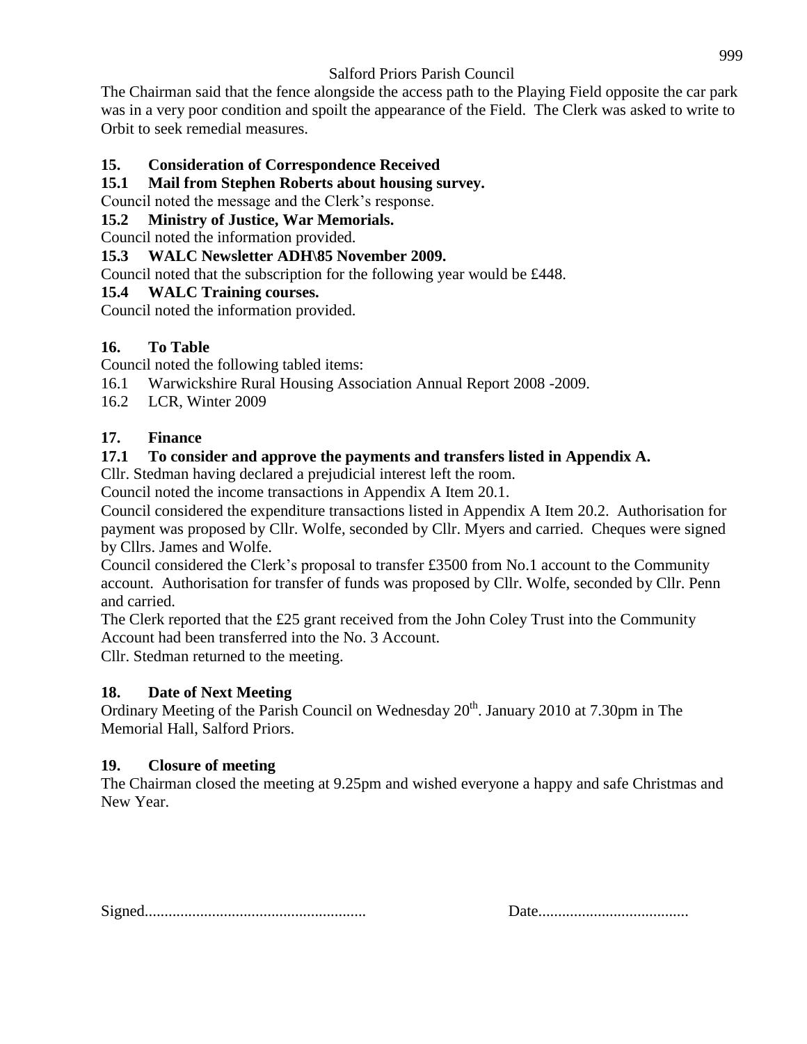The Chairman said that the fence alongside the access path to the Playing Field opposite the car park was in a very poor condition and spoilt the appearance of the Field. The Clerk was asked to write to Orbit to seek remedial measures.

## 15. Consideration of Correspondence Received

### 15.1 Mail from Stephen Roberts about housing survey.

Council noted the message and the Clerk's response.

### 15.2 Ministry of Justice, War Memorials.

Council noted the information provided.

### 15.3 WALC Newsletter ADH\85 November 2009.

Council noted that the subscription for the following year would be £448.

### 15.4 WALC Training courses.

Council noted the information provided.

## 16. To Table

Council noted the following tabled items:

16.1 Warwickshire Rural Housing Association Annual Report 2008 -2009.

16.2 LCR, Winter 2009

## 17. Finance

### 17.1 To consider and approve the payments and transfers listed in Appendix A.

Cllr. Stedman having declared a prejudicial interest left the room.

Council noted the income transactions in Appendix A Item 20.1.

Council considered the expenditure transactions listed in Appendix A Item 20.2. Authorisation for payment was proposed by Cllr. Wolfe, seconded by Cllr. Myers and carried. Cheques were signed by Cllrs. James and Wolfe.

Council considered the Clerk's proposal to transfer £3500 from No.1 account to the Community account. Authorisation for transfer of funds was proposed by Cllr. Wolfe, seconded by Cllr. Penn and carried.

The Clerk reported that the £25 grant received from the John Coley Trust into the Community Account had been transferred into the No. 3 Account.

Cllr. Stedman returned to the meeting.

## 18. Date of Next Meeting

Ordinary Meeting of the Parish Council on Wednesday 20th. January 2010 at 7.30pm in The Memorial Hall, Salford Priors.

## 19. Closure of meeting

The Chairman closed the meeting at 9.25pm and wished everyone a happy and safe Christmas and New Year.

Signed....................................................... Date......................................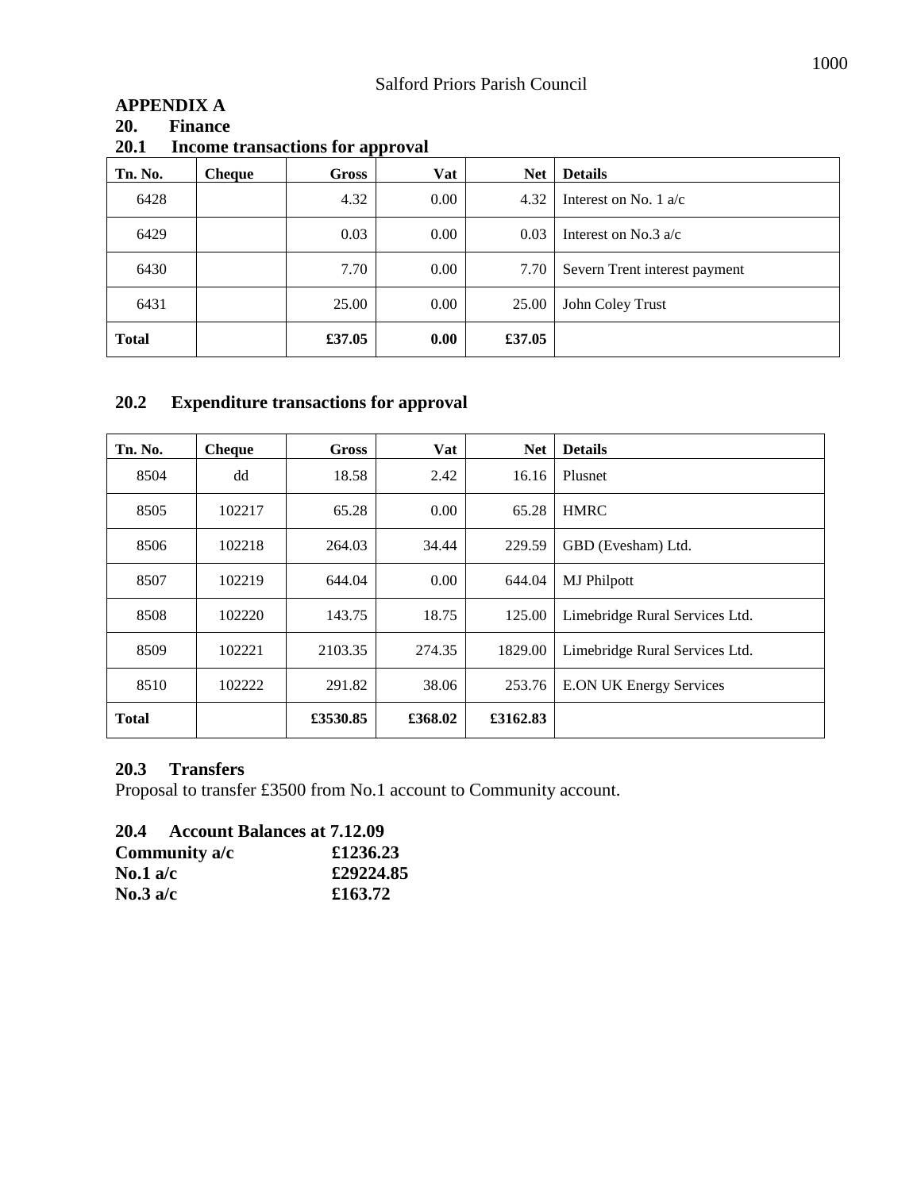Salford Priors Parish Council

## APPENDIX A

## 20. Finance

### 20.1 Income transactions for approval

| Tn. No. | Cheque | Gross | Vat | Net | Details |
|---|---|---|---|---|---|
| 6428 | | 4.32 | 0.00 | 4.32 | Interest on No. 1 a/c |
| 6429 | | 0.03 | 0.00 | 0.03 | Interest on No.3 a/c |
| 6430 | | 7.70 | 0.00 | 7.70 | Severn Trent interest payment |
| 6431 | | 25.00 | 0.00 | 25.00 | John Coley Trust |
| **Total** | | **£37.05** | **0.00** | **£37.05** | |

### 20.2 Expenditure transactions for approval

| Tn. No. | Cheque | Gross | Vat | Net | Details |
|---|---|---|---|---|---|
| 8504 | dd | 18.58 | 2.42 | 16.16 | Plusnet |
| 8505 | 102217 | 65.28 | 0.00 | 65.28 | HMRC |
| 8506 | 102218 | 264.03 | 34.44 | 229.59 | GBD (Evesham) Ltd. |
| 8507 | 102219 | 644.04 | 0.00 | 644.04 | MJ Philpott |
| 8508 | 102220 | 143.75 | 18.75 | 125.00 | Limebridge Rural Services Ltd. |
| 8509 | 102221 | 2103.35 | 274.35 | 1829.00 | Limebridge Rural Services Ltd. |
| 8510 | 102222 | 291.82 | 38.06 | 253.76 | E.ON UK Energy Services |
| **Total** | | **£3530.85** | **£368.02** | **£3162.83** | |

### 20.3 Transfers

Proposal to transfer £3500 from No.1 account to Community account.

### 20.4 Account Balances at 7.12.09

| | |
|---|---|
| **Community a/c** | **£1236.23** |
| **No.1 a/c** | **£29224.85** |
| **No.3 a/c** | **£163.72** |